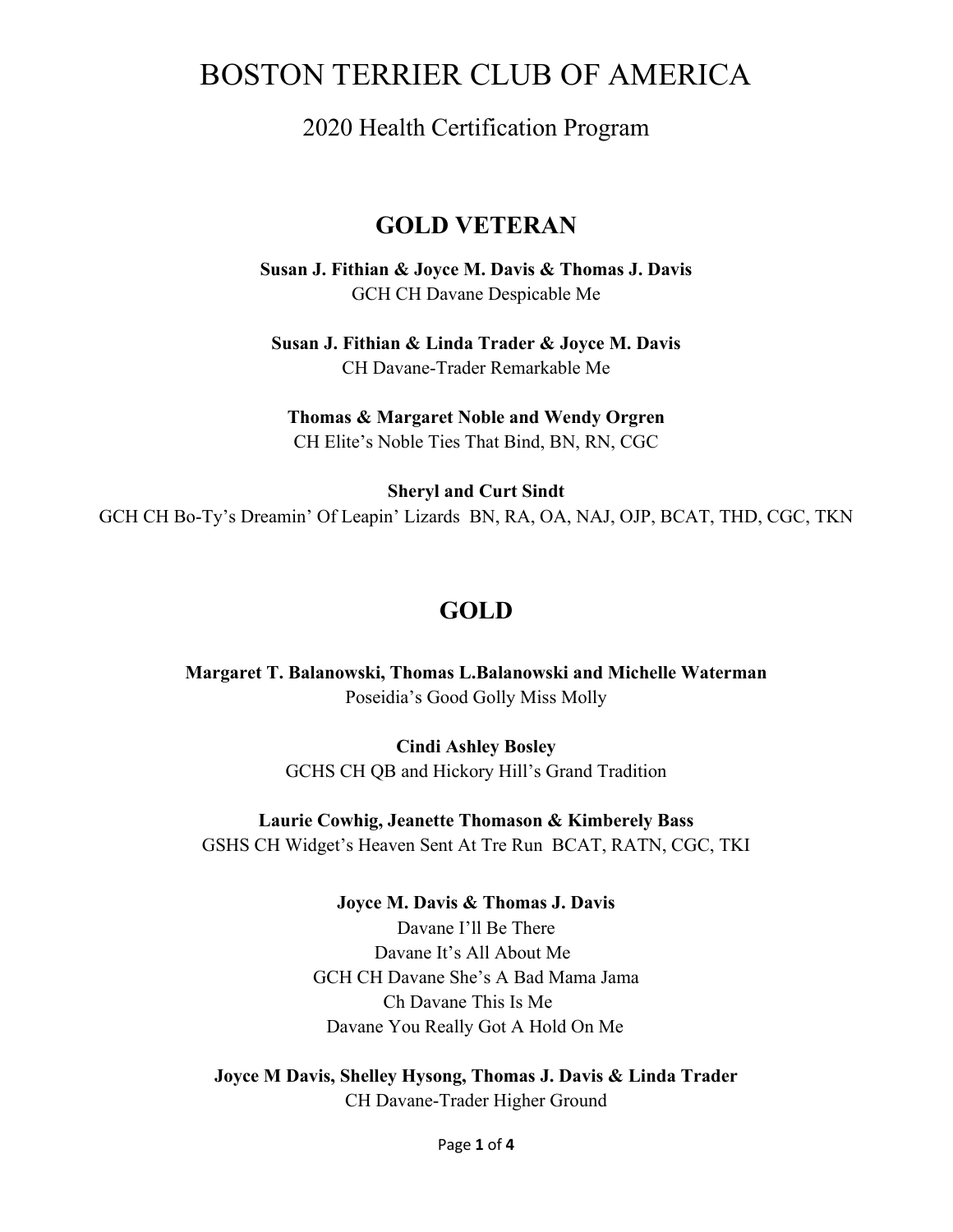# BOSTON TERRIER CLUB OF AMERICA

2020 Health Certification Program

## GOLD VETERAN

**Susan J. Fithian & Joyce M. Davis & Thomas J. Davis**
GCH CH Davane Despicable Me

**Susan J. Fithian & Linda Trader & Joyce M. Davis**
CH Davane-Trader Remarkable Me

**Thomas & Margaret Noble and Wendy Orgren**
CH Elite's Noble Ties That Bind, BN, RN, CGC

**Sheryl and Curt Sindt**
GCH CH Bo-Ty's Dreamin' Of Leapin' Lizards BN, RA, OA, NAJ, OJP, BCAT, THD, CGC, TKN

## GOLD

**Margaret T. Balanowski, Thomas L.Balanowski and Michelle Waterman**
Poseidia's Good Golly Miss Molly

**Cindi Ashley Bosley**
GCHS CH QB and Hickory Hill's Grand Tradition

**Laurie Cowhig, Jeanette Thomason & Kimberely Bass**
GSHS CH Widget's Heaven Sent At Tre Run BCAT, RATN, CGC, TKI

**Joyce M. Davis & Thomas J. Davis**
Davane I'll Be There
Davane It's All About Me
GCH CH Davane She's A Bad Mama Jama
Ch Davane This Is Me
Davane You Really Got A Hold On Me

**Joyce M Davis, Shelley Hysong, Thomas J. Davis & Linda Trader**
CH Davane-Trader Higher Ground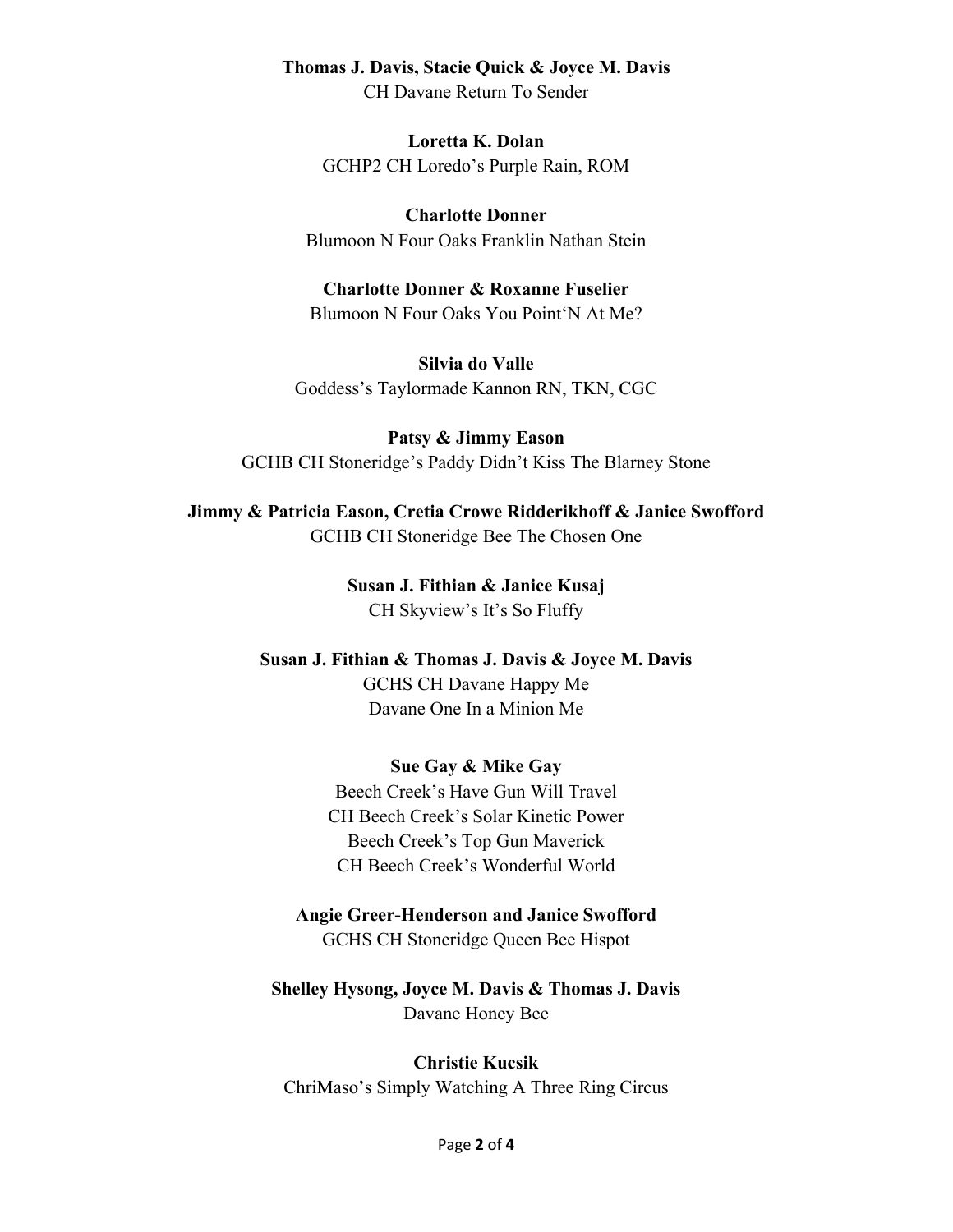**Thomas J. Davis, Stacie Quick & Joyce M. Davis**
CH Davane Return To Sender

**Loretta K. Dolan**
GCHP2 CH Loredo's Purple Rain, ROM

**Charlotte Donner**
Blumoon N Four Oaks Franklin Nathan Stein

**Charlotte Donner & Roxanne Fuselier**
Blumoon N Four Oaks You Point'N At Me?

**Silvia do Valle**
Goddess's Taylormade Kannon RN, TKN, CGC

**Patsy & Jimmy Eason**
GCHB CH Stoneridge's Paddy Didn't Kiss The Blarney Stone

**Jimmy & Patricia Eason, Cretia Crowe Ridderikhoff & Janice Swofford**
GCHB CH Stoneridge Bee The Chosen One

**Susan J. Fithian & Janice Kusaj**
CH Skyview's It's So Fluffy

**Susan J. Fithian & Thomas J. Davis & Joyce M. Davis**
GCHS CH Davane Happy Me
Davane One In a Minion Me

**Sue Gay & Mike Gay**
Beech Creek's Have Gun Will Travel
CH Beech Creek's Solar Kinetic Power
Beech Creek's Top Gun Maverick
CH Beech Creek's Wonderful World

**Angie Greer-Henderson and Janice Swofford**
GCHS CH Stoneridge Queen Bee Hispot

**Shelley Hysong, Joyce M. Davis & Thomas J. Davis**
Davane Honey Bee

**Christie Kucsik**
ChriMaso's Simply Watching A Three Ring Circus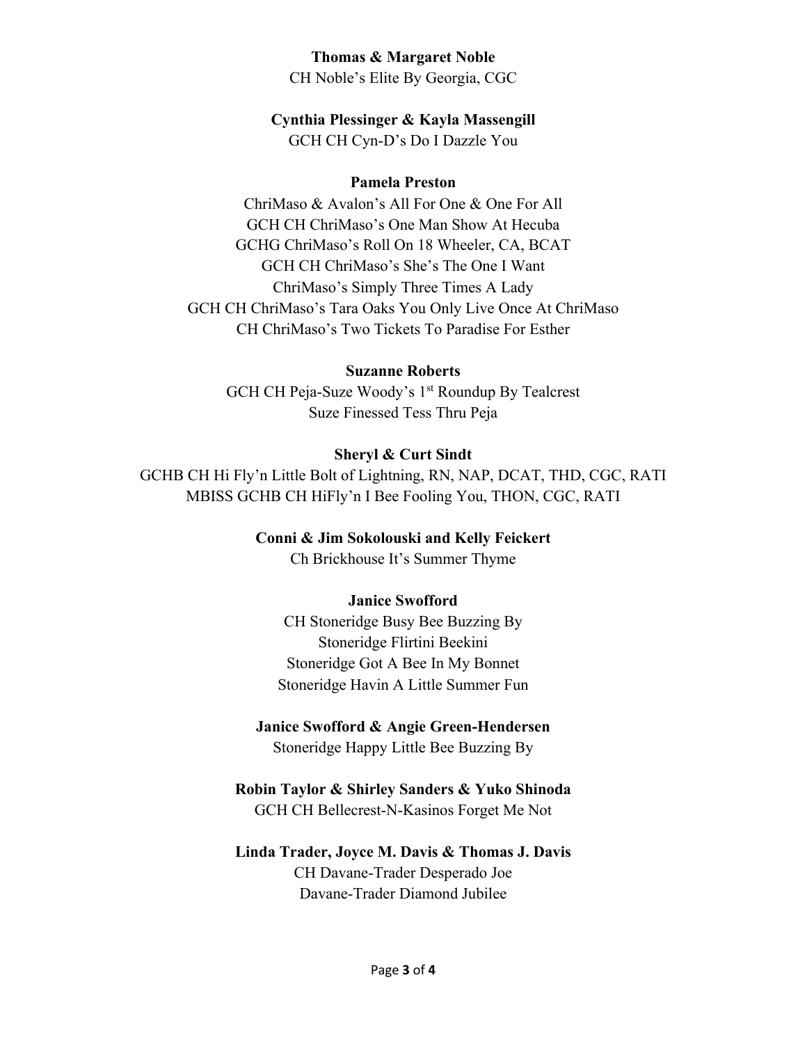**Thomas & Margaret Noble**
CH Noble's Elite By Georgia, CGC

**Cynthia Plessinger & Kayla Massengill**
GCH CH Cyn-D's Do I Dazzle You

**Pamela Preston**
ChriMaso & Avalon's All For One & One For All
GCH CH ChriMaso's One Man Show At Hecuba
GCHG ChriMaso's Roll On 18 Wheeler, CA, BCAT
GCH CH ChriMaso's She's The One I Want
ChriMaso's Simply Three Times A Lady
GCH CH ChriMaso's Tara Oaks You Only Live Once At ChriMaso
CH ChriMaso's Two Tickets To Paradise For Esther

**Suzanne Roberts**
GCH CH Peja-Suze Woody's 1st Roundup By Tealcrest
Suze Finessed Tess Thru Peja

**Sheryl & Curt Sindt**
GCHB CH Hi Fly'n Little Bolt of Lightning, RN, NAP, DCAT, THD, CGC, RATI
MBISS GCHB CH HiFly'n I Bee Fooling You, THON, CGC, RATI

**Conni & Jim Sokolouski and Kelly Feickert**
Ch Brickhouse It's Summer Thyme

**Janice Swofford**
CH Stoneridge Busy Bee Buzzing By
Stoneridge Flirtini Beekini
Stoneridge Got A Bee In My Bonnet
Stoneridge Havin A Little Summer Fun

**Janice Swofford & Angie Green-Hendersen**
Stoneridge Happy Little Bee Buzzing By

**Robin Taylor & Shirley Sanders & Yuko Shinoda**
GCH CH Bellecrest-N-Kasinos Forget Me Not

**Linda Trader, Joyce M. Davis & Thomas J. Davis**
CH Davane-Trader Desperado Joe
Davane-Trader Diamond Jubilee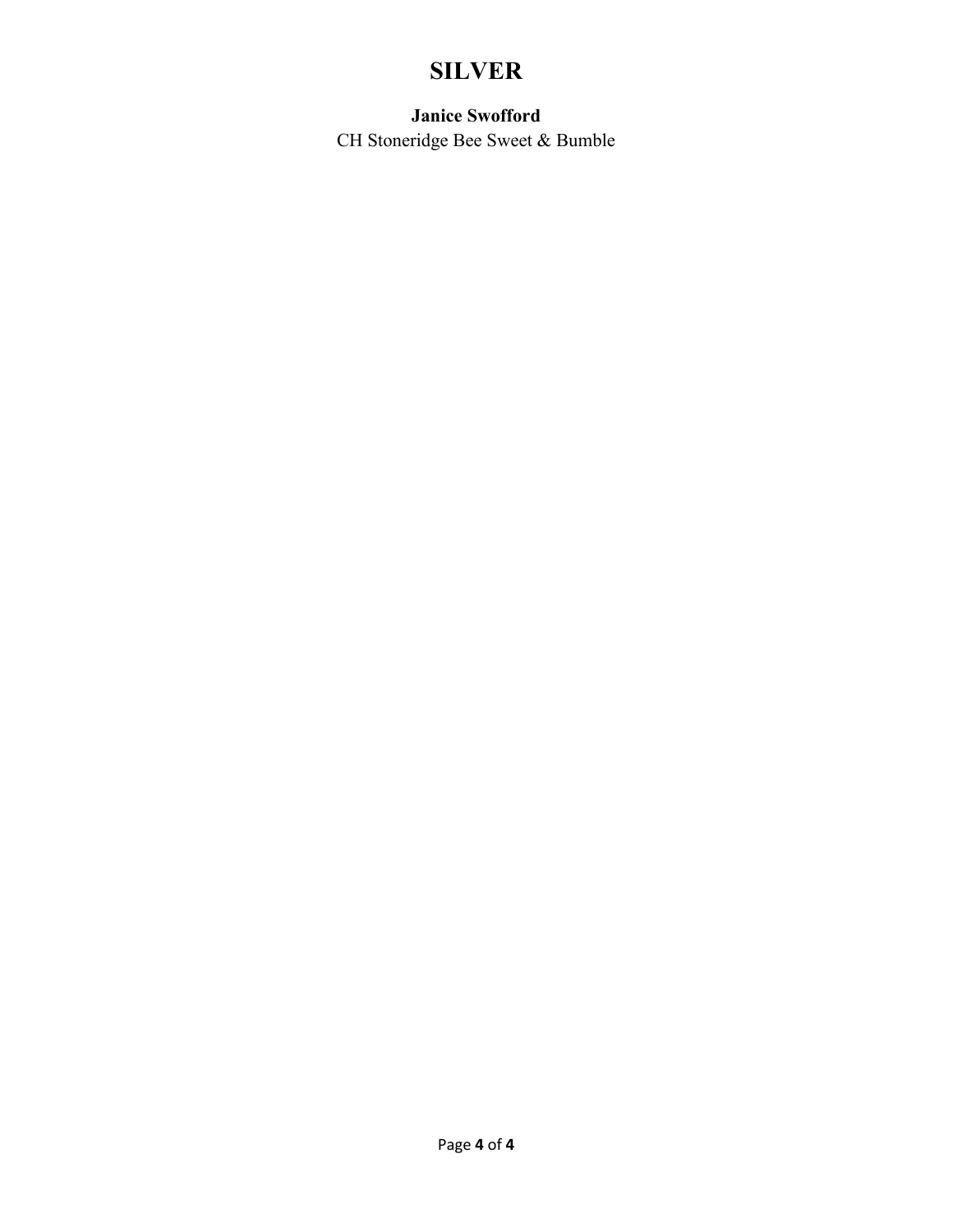# SILVER

**Janice Swofford**
CH Stoneridge Bee Sweet & Bumble